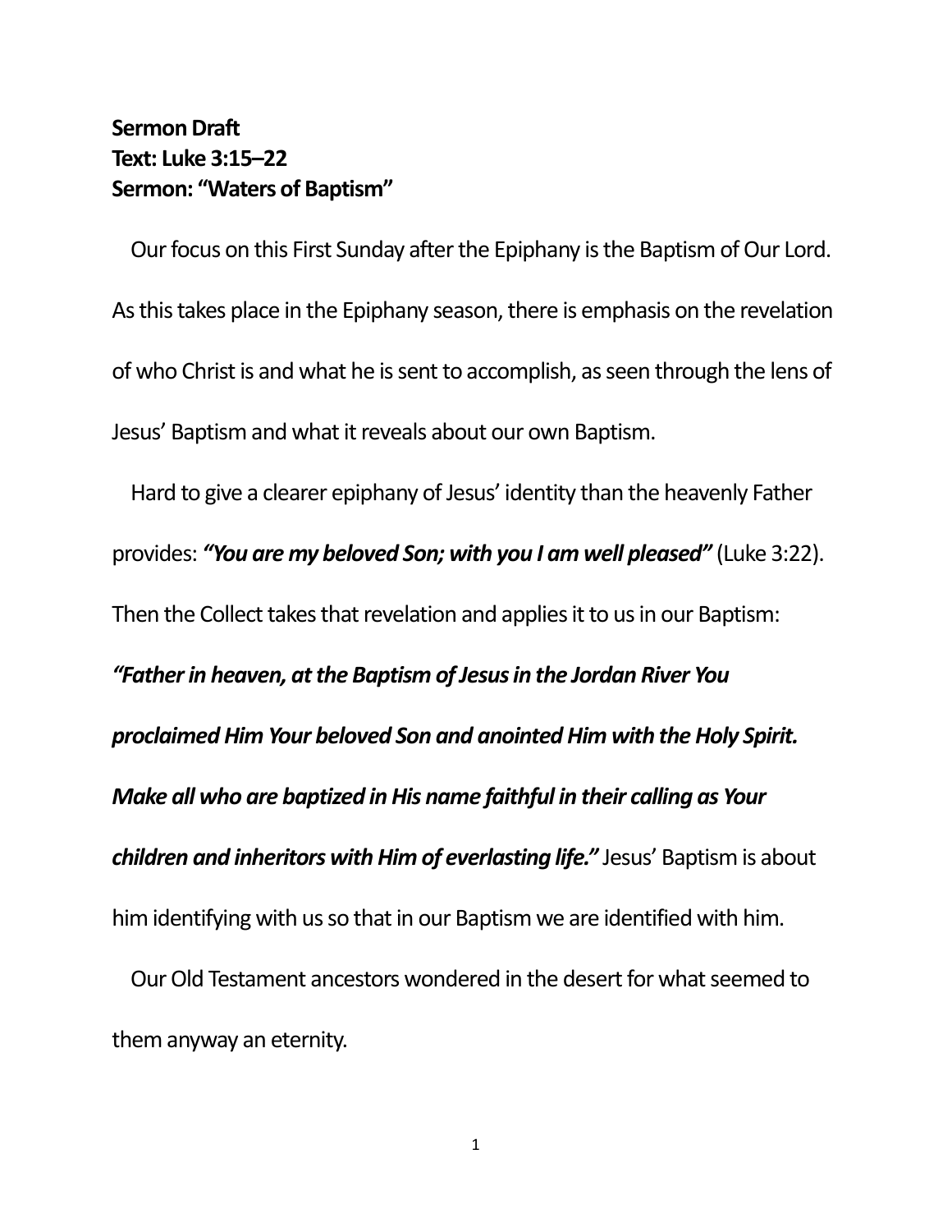**Sermon Draft**
**Text: Luke 3:15–22**
**Sermon: “Waters of Baptism”**

Our focus on this First Sunday after the Epiphany is the Baptism of Our Lord. As this takes place in the Epiphany season, there is emphasis on the revelation of who Christ is and what he is sent to accomplish, as seen through the lens of Jesus’ Baptism and what it reveals about our own Baptism.

Hard to give a clearer epiphany of Jesus’ identity than the heavenly Father provides: ***“You are my beloved Son; with you I am well pleased”*** (Luke 3:22). Then the Collect takes that revelation and applies it to us in our Baptism: ***“Father in heaven, at the Baptism of Jesus in the Jordan River You proclaimed Him Your beloved Son and anointed Him with the Holy Spirit. Make all who are baptized in His name faithful in their calling as Your children and inheritors with Him of everlasting life.”*** Jesus’ Baptism is about him identifying with us so that in our Baptism we are identified with him.

Our Old Testament ancestors wondered in the desert for what seemed to them anyway an eternity.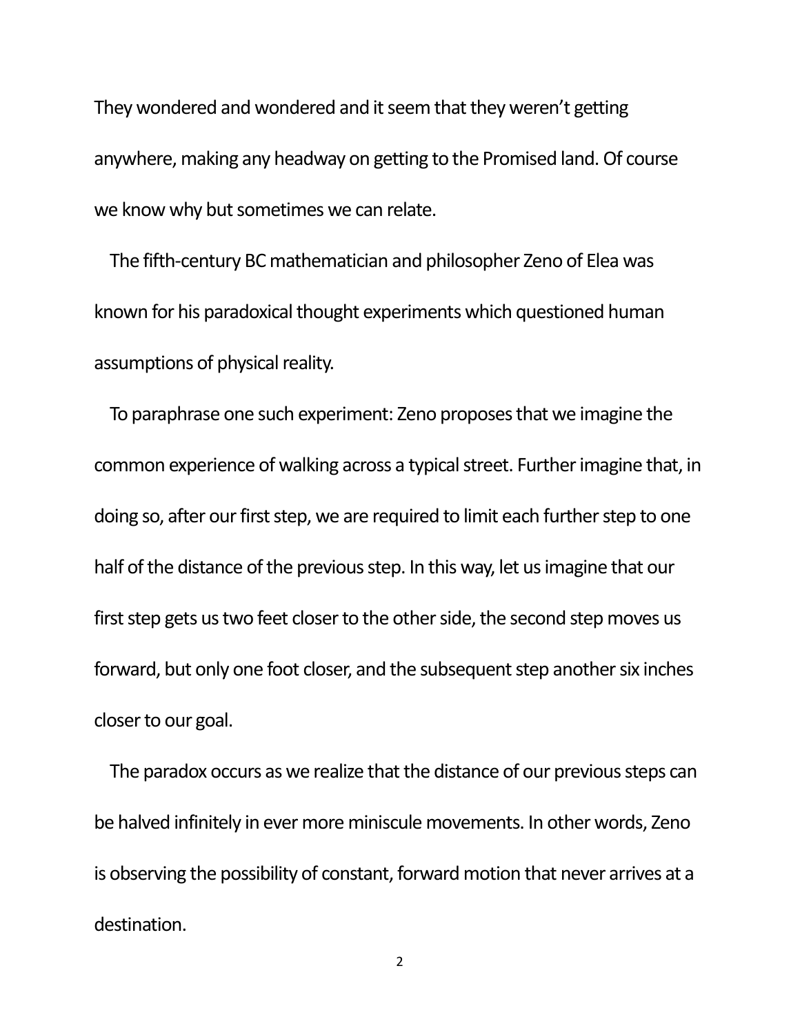They wondered and wondered and it seem that they weren't getting anywhere, making any headway on getting to the Promised land. Of course we know why but sometimes we can relate.

The fifth-century BC mathematician and philosopher Zeno of Elea was known for his paradoxical thought experiments which questioned human assumptions of physical reality.

To paraphrase one such experiment: Zeno proposes that we imagine the common experience of walking across a typical street. Further imagine that, in doing so, after our first step, we are required to limit each further step to one half of the distance of the previous step. In this way, let us imagine that our first step gets us two feet closer to the other side, the second step moves us forward, but only one foot closer, and the subsequent step another six inches closer to our goal.

The paradox occurs as we realize that the distance of our previous steps can be halved infinitely in ever more miniscule movements. In other words, Zeno is observing the possibility of constant, forward motion that never arrives at a destination.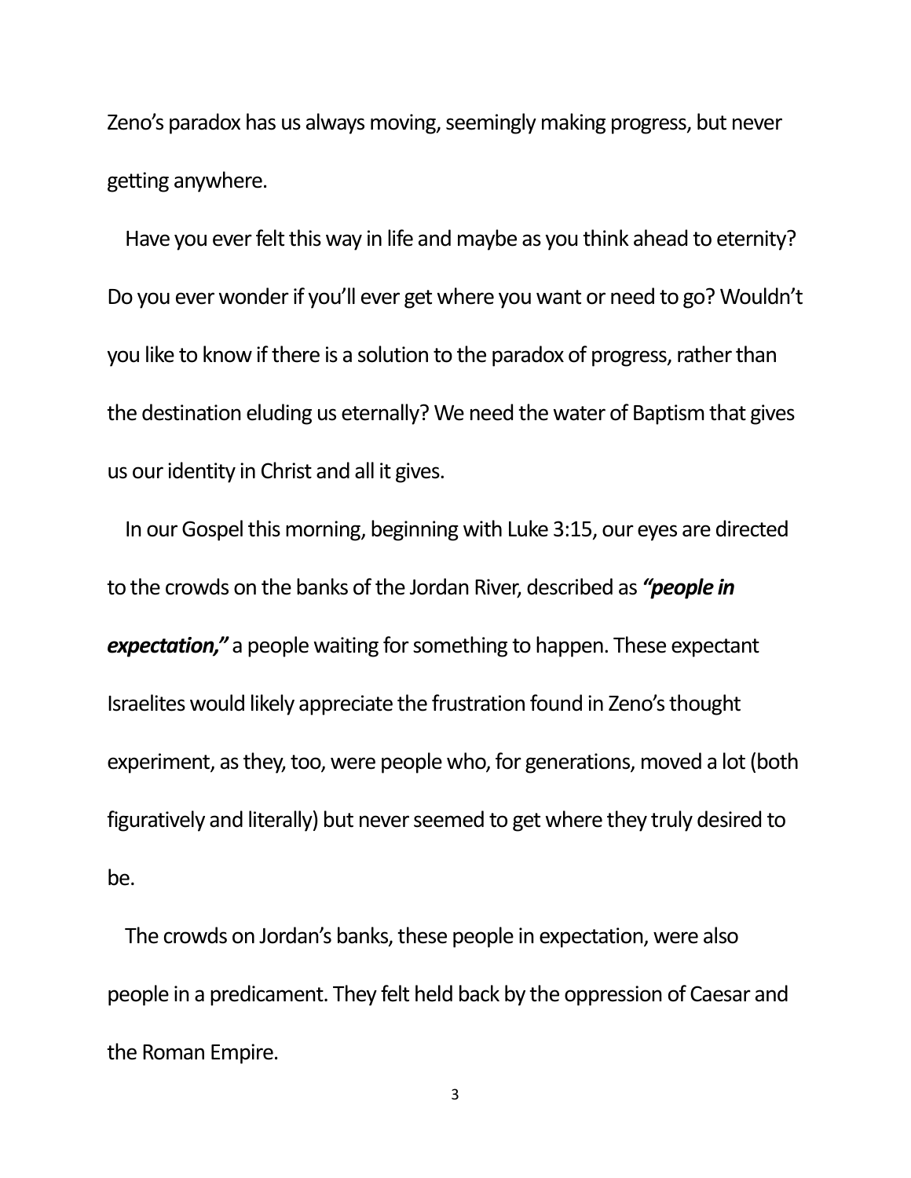Zeno's paradox has us always moving, seemingly making progress, but never getting anywhere.

Have you ever felt this way in life and maybe as you think ahead to eternity? Do you ever wonder if you'll ever get where you want or need to go? Wouldn't you like to know if there is a solution to the paradox of progress, rather than the destination eluding us eternally? We need the water of Baptism that gives us our identity in Christ and all it gives.

In our Gospel this morning, beginning with Luke 3:15, our eyes are directed to the crowds on the banks of the Jordan River, described as ***"people in expectation,"*** a people waiting for something to happen. These expectant Israelites would likely appreciate the frustration found in Zeno's thought experiment, as they, too, were people who, for generations, moved a lot (both figuratively and literally) but never seemed to get where they truly desired to be.

The crowds on Jordan's banks, these people in expectation, were also people in a predicament. They felt held back by the oppression of Caesar and the Roman Empire.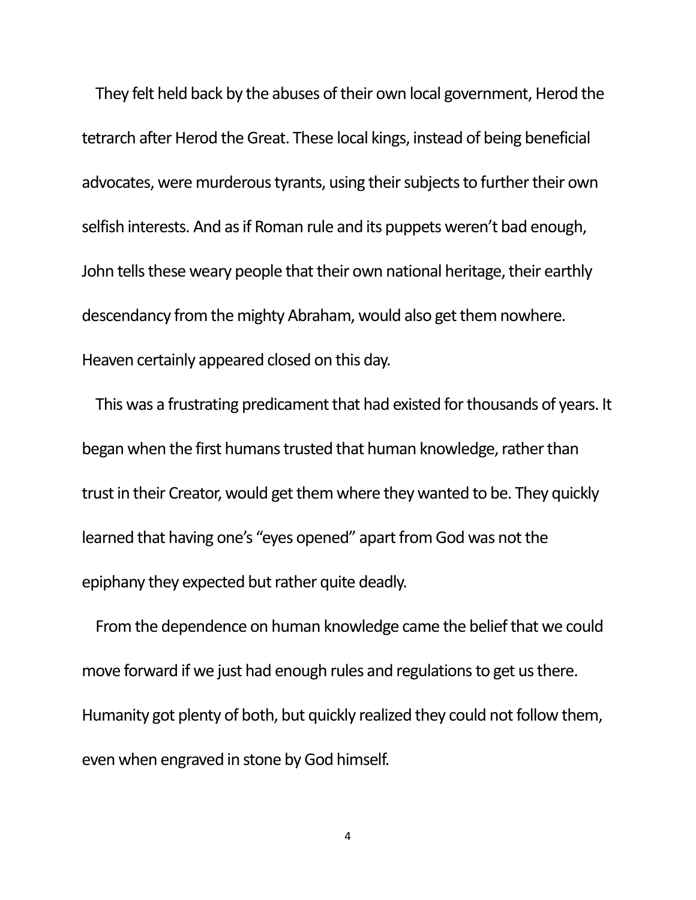They felt held back by the abuses of their own local government, Herod the tetrarch after Herod the Great. These local kings, instead of being beneficial advocates, were murderous tyrants, using their subjects to further their own selfish interests. And as if Roman rule and its puppets weren't bad enough, John tells these weary people that their own national heritage, their earthly descendancy from the mighty Abraham, would also get them nowhere. Heaven certainly appeared closed on this day.

This was a frustrating predicament that had existed for thousands of years. It began when the first humans trusted that human knowledge, rather than trust in their Creator, would get them where they wanted to be. They quickly learned that having one's "eyes opened" apart from God was not the epiphany they expected but rather quite deadly.

From the dependence on human knowledge came the belief that we could move forward if we just had enough rules and regulations to get us there. Humanity got plenty of both, but quickly realized they could not follow them, even when engraved in stone by God himself.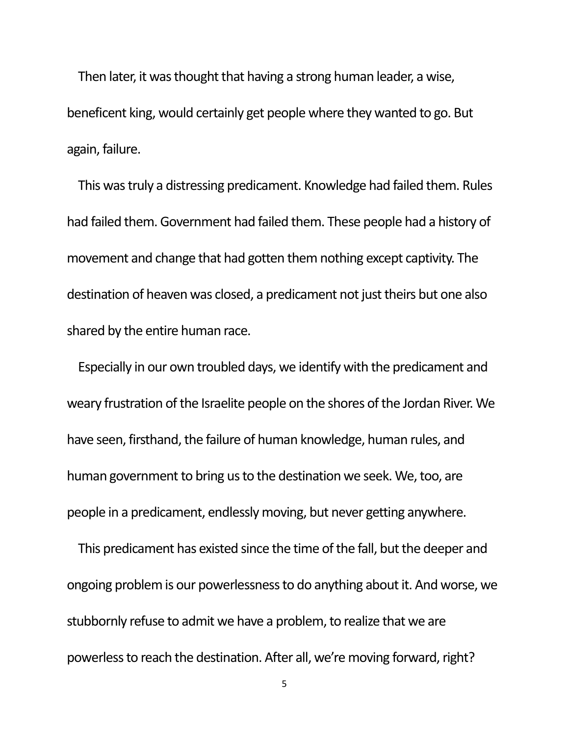Then later, it was thought that having a strong human leader, a wise, beneficent king, would certainly get people where they wanted to go. But again, failure.

This was truly a distressing predicament. Knowledge had failed them. Rules had failed them. Government had failed them. These people had a history of movement and change that had gotten them nothing except captivity. The destination of heaven was closed, a predicament not just theirs but one also shared by the entire human race.

Especially in our own troubled days, we identify with the predicament and weary frustration of the Israelite people on the shores of the Jordan River. We have seen, firsthand, the failure of human knowledge, human rules, and human government to bring us to the destination we seek. We, too, are people in a predicament, endlessly moving, but never getting anywhere.

This predicament has existed since the time of the fall, but the deeper and ongoing problem is our powerlessness to do anything about it. And worse, we stubbornly refuse to admit we have a problem, to realize that we are powerless to reach the destination. After all, we're moving forward, right?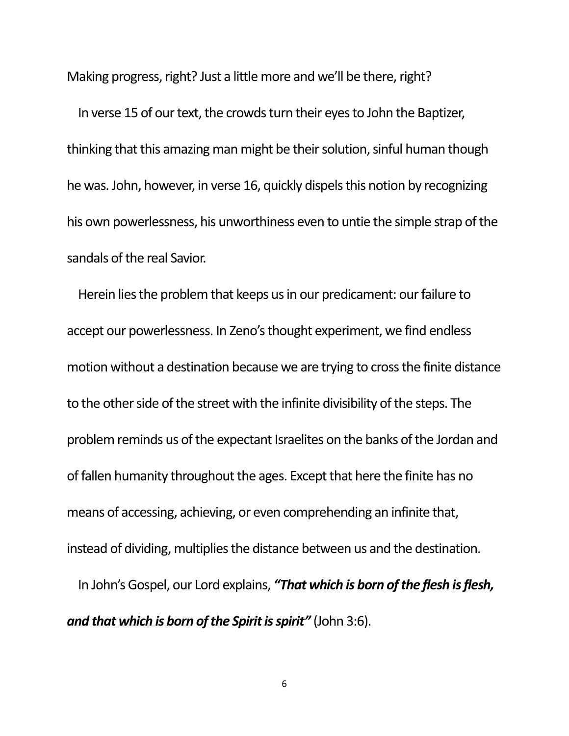Making progress, right? Just a little more and we'll be there, right?

In verse 15 of our text, the crowds turn their eyes to John the Baptizer, thinking that this amazing man might be their solution, sinful human though he was. John, however, in verse 16, quickly dispels this notion by recognizing his own powerlessness, his unworthiness even to untie the simple strap of the sandals of the real Savior.

Herein lies the problem that keeps us in our predicament: our failure to accept our powerlessness. In Zeno's thought experiment, we find endless motion without a destination because we are trying to cross the finite distance to the other side of the street with the infinite divisibility of the steps. The problem reminds us of the expectant Israelites on the banks of the Jordan and of fallen humanity throughout the ages. Except that here the finite has no means of accessing, achieving, or even comprehending an infinite that, instead of dividing, multiplies the distance between us and the destination.

In John's Gospel, our Lord explains, ***"That which is born of the flesh is flesh, and that which is born of the Spirit is spirit"*** (John 3:6).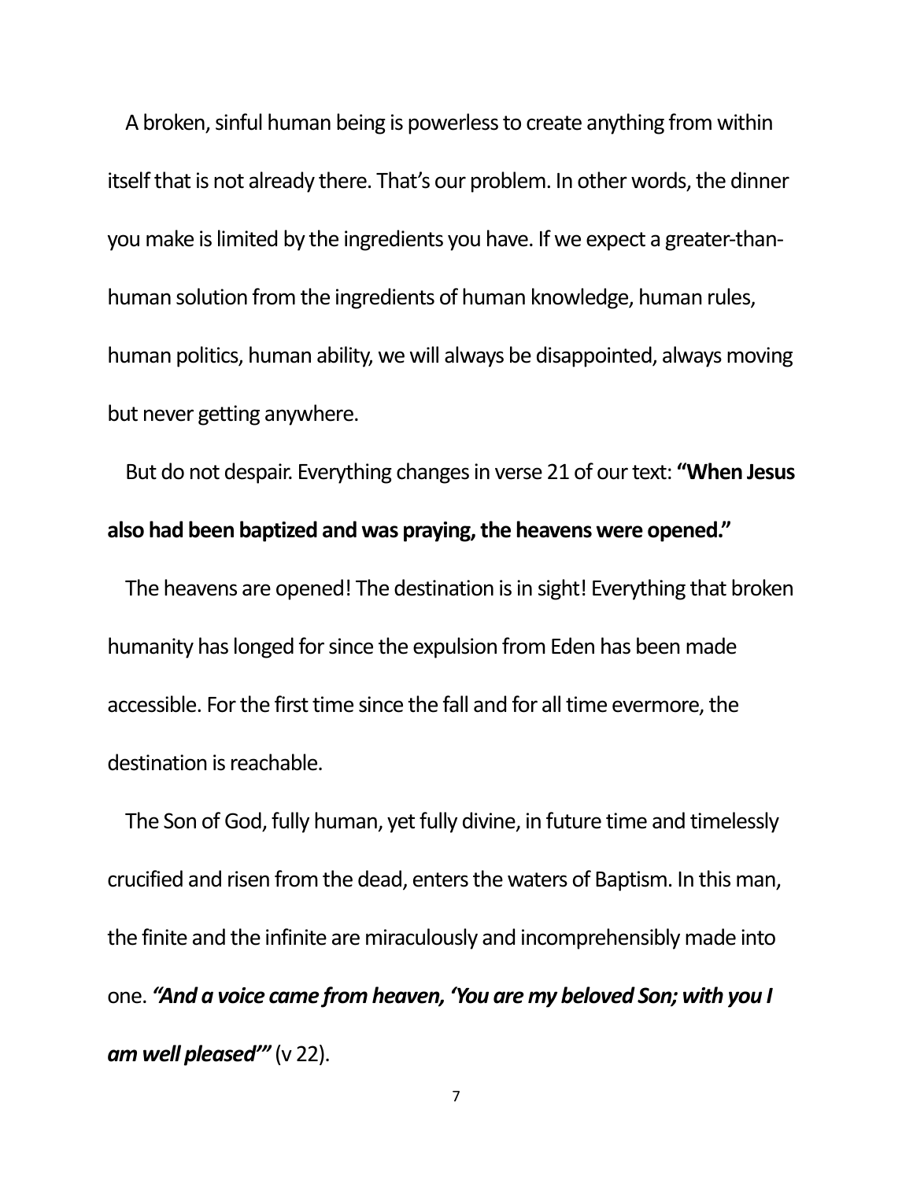A broken, sinful human being is powerless to create anything from within itself that is not already there. That's our problem. In other words, the dinner you make is limited by the ingredients you have. If we expect a greater-than-human solution from the ingredients of human knowledge, human rules, human politics, human ability, we will always be disappointed, always moving but never getting anywhere.

But do not despair. Everything changes in verse 21 of our text: **"When Jesus also had been baptized and was praying, the heavens were opened."**

The heavens are opened! The destination is in sight! Everything that broken humanity has longed for since the expulsion from Eden has been made accessible. For the first time since the fall and for all time evermore, the destination is reachable.

The Son of God, fully human, yet fully divine, in future time and timelessly crucified and risen from the dead, enters the waters of Baptism. In this man, the finite and the infinite are miraculously and incomprehensibly made into one. ***"And a voice came from heaven, 'You are my beloved Son; with you I am well pleased'"*** (v 22).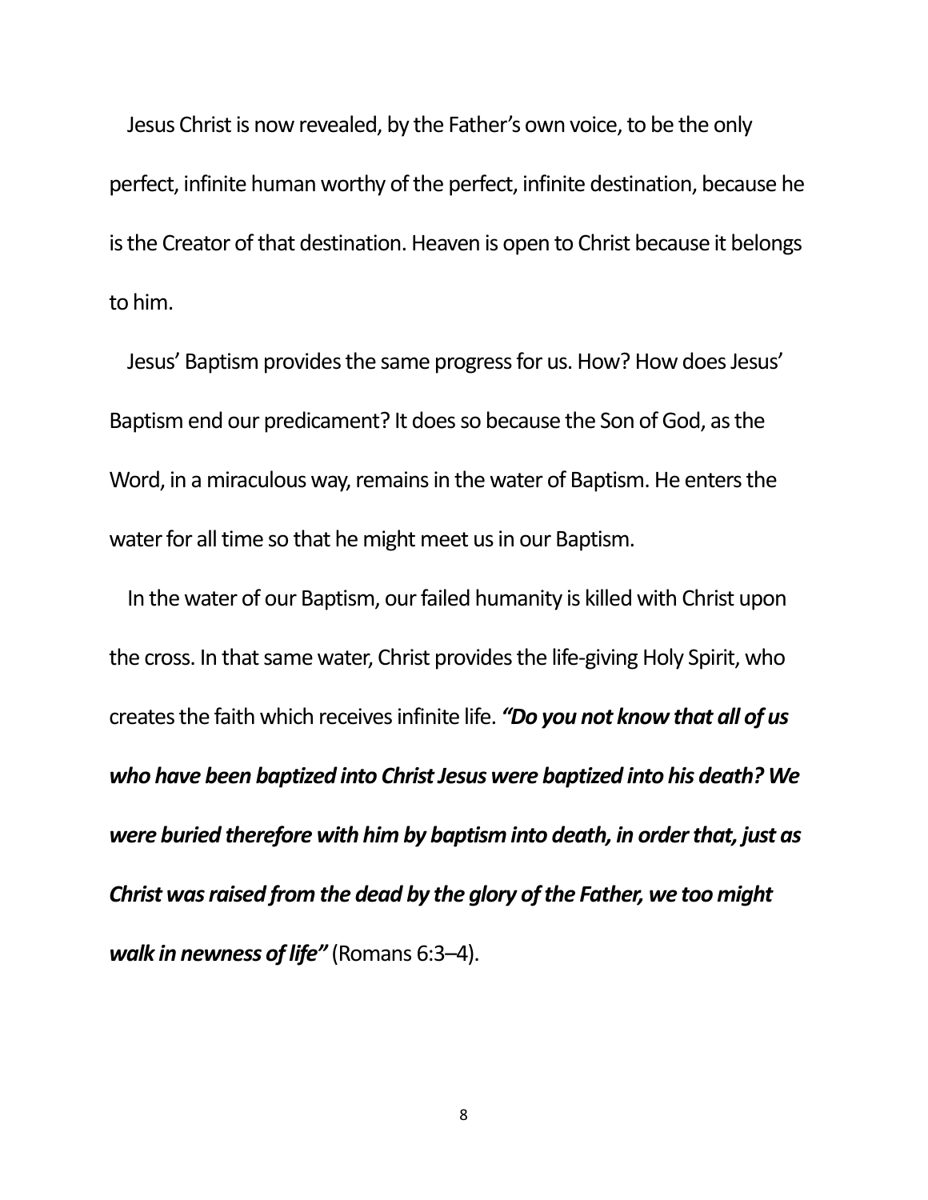Jesus Christ is now revealed, by the Father's own voice, to be the only perfect, infinite human worthy of the perfect, infinite destination, because he is the Creator of that destination. Heaven is open to Christ because it belongs to him.

Jesus' Baptism provides the same progress for us. How? How does Jesus' Baptism end our predicament? It does so because the Son of God, as the Word, in a miraculous way, remains in the water of Baptism. He enters the water for all time so that he might meet us in our Baptism.

In the water of our Baptism, our failed humanity is killed with Christ upon the cross. In that same water, Christ provides the life-giving Holy Spirit, who creates the faith which receives infinite life. ***"Do you not know that all of us who have been baptized into Christ Jesus were baptized into his death? We were buried therefore with him by baptism into death, in order that, just as Christ was raised from the dead by the glory of the Father, we too might walk in newness of life"*** (Romans 6:3–4).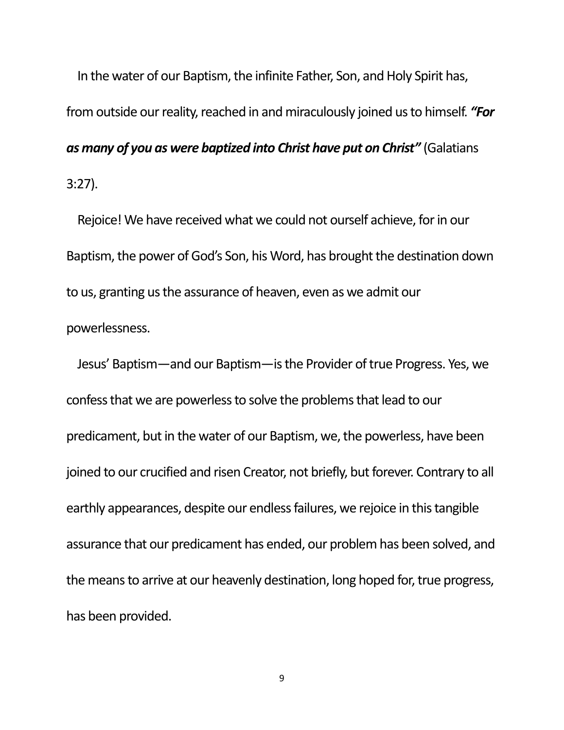In the water of our Baptism, the infinite Father, Son, and Holy Spirit has, from outside our reality, reached in and miraculously joined us to himself. ***"For as many of you as were baptized into Christ have put on Christ"*** (Galatians 3:27).

Rejoice! We have received what we could not ourself achieve, for in our Baptism, the power of God's Son, his Word, has brought the destination down to us, granting us the assurance of heaven, even as we admit our powerlessness.

Jesus' Baptism—and our Baptism—is the Provider of true Progress. Yes, we confess that we are powerless to solve the problems that lead to our predicament, but in the water of our Baptism, we, the powerless, have been joined to our crucified and risen Creator, not briefly, but forever. Contrary to all earthly appearances, despite our endless failures, we rejoice in this tangible assurance that our predicament has ended, our problem has been solved, and the means to arrive at our heavenly destination, long hoped for, true progress, has been provided.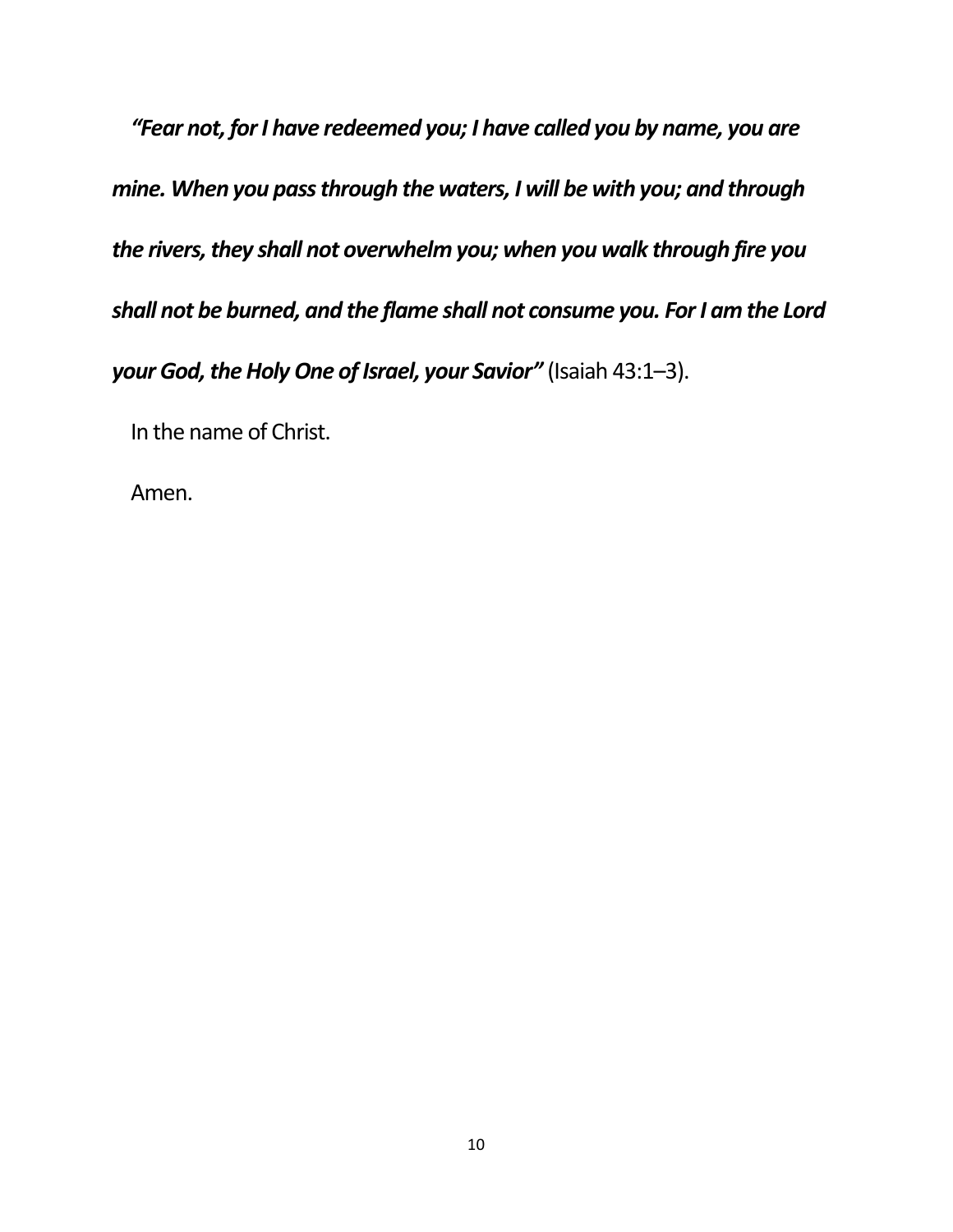***"Fear not, for I have redeemed you; I have called you by name, you are mine. When you pass through the waters, I will be with you; and through the rivers, they shall not overwhelm you; when you walk through fire you shall not be burned, and the flame shall not consume you. For I am the Lord your God, the Holy One of Israel, your Savior"*** (Isaiah 43:1–3).

In the name of Christ.

Amen.